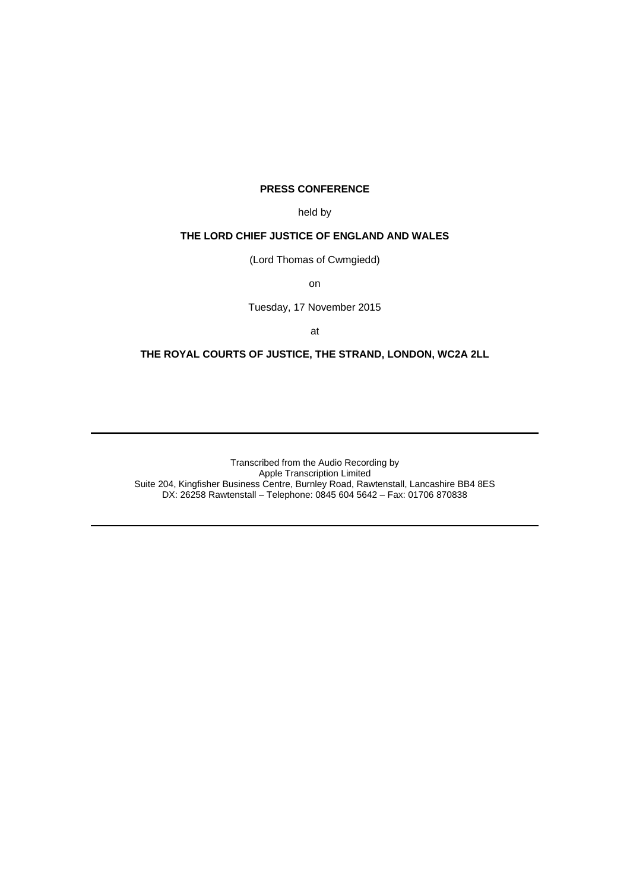**PRESS CONFERENCE**

held by

**THE LORD CHIEF JUSTICE OF ENGLAND AND WALES**

(Lord Thomas of Cwmgiedd)

on

Tuesday, 17 November 2015

at

**THE ROYAL COURTS OF JUSTICE, THE STRAND, LONDON, WC2A 2LL**

---

Transcribed from the Audio Recording by
Apple Transcription Limited
Suite 204, Kingfisher Business Centre, Burnley Road, Rawtenstall, Lancashire BB4 8ES
DX: 26258 Rawtenstall – Telephone: 0845 604 5642 – Fax: 01706 870838

---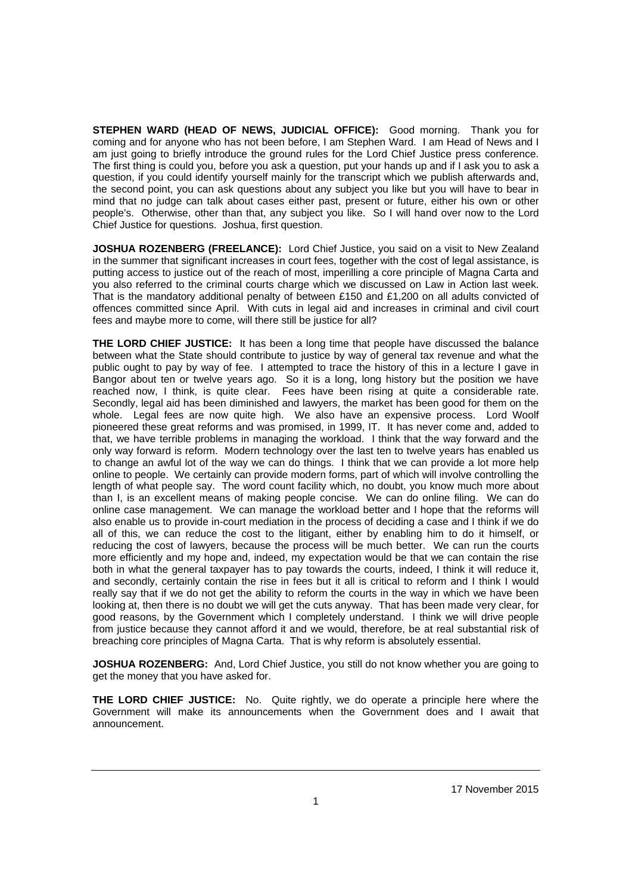**STEPHEN WARD (HEAD OF NEWS, JUDICIAL OFFICE):** Good morning. Thank you for coming and for anyone who has not been before, I am Stephen Ward. I am Head of News and I am just going to briefly introduce the ground rules for the Lord Chief Justice press conference. The first thing is could you, before you ask a question, put your hands up and if I ask you to ask a question, if you could identify yourself mainly for the transcript which we publish afterwards and, the second point, you can ask questions about any subject you like but you will have to bear in mind that no judge can talk about cases either past, present or future, either his own or other people's. Otherwise, other than that, any subject you like. So I will hand over now to the Lord Chief Justice for questions. Joshua, first question.

**JOSHUA ROZENBERG (FREELANCE):** Lord Chief Justice, you said on a visit to New Zealand in the summer that significant increases in court fees, together with the cost of legal assistance, is putting access to justice out of the reach of most, imperilling a core principle of Magna Carta and you also referred to the criminal courts charge which we discussed on Law in Action last week. That is the mandatory additional penalty of between £150 and £1,200 on all adults convicted of offences committed since April. With cuts in legal aid and increases in criminal and civil court fees and maybe more to come, will there still be justice for all?

**THE LORD CHIEF JUSTICE:** It has been a long time that people have discussed the balance between what the State should contribute to justice by way of general tax revenue and what the public ought to pay by way of fee. I attempted to trace the history of this in a lecture I gave in Bangor about ten or twelve years ago. So it is a long, long history but the position we have reached now, I think, is quite clear. Fees have been rising at quite a considerable rate. Secondly, legal aid has been diminished and lawyers, the market has been good for them on the whole. Legal fees are now quite high. We also have an expensive process. Lord Woolf pioneered these great reforms and was promised, in 1999, IT. It has never come and, added to that, we have terrible problems in managing the workload. I think that the way forward and the only way forward is reform. Modern technology over the last ten to twelve years has enabled us to change an awful lot of the way we can do things. I think that we can provide a lot more help online to people. We certainly can provide modern forms, part of which will involve controlling the length of what people say. The word count facility which, no doubt, you know much more about than I, is an excellent means of making people concise. We can do online filing. We can do online case management. We can manage the workload better and I hope that the reforms will also enable us to provide in-court mediation in the process of deciding a case and I think if we do all of this, we can reduce the cost to the litigant, either by enabling him to do it himself, or reducing the cost of lawyers, because the process will be much better. We can run the courts more efficiently and my hope and, indeed, my expectation would be that we can contain the rise both in what the general taxpayer has to pay towards the courts, indeed, I think it will reduce it, and secondly, certainly contain the rise in fees but it all is critical to reform and I think I would really say that if we do not get the ability to reform the courts in the way in which we have been looking at, then there is no doubt we will get the cuts anyway. That has been made very clear, for good reasons, by the Government which I completely understand. I think we will drive people from justice because they cannot afford it and we would, therefore, be at real substantial risk of breaching core principles of Magna Carta. That is why reform is absolutely essential.

**JOSHUA ROZENBERG:** And, Lord Chief Justice, you still do not know whether you are going to get the money that you have asked for.

**THE LORD CHIEF JUSTICE:** No. Quite rightly, we do operate a principle here where the Government will make its announcements when the Government does and I await that announcement.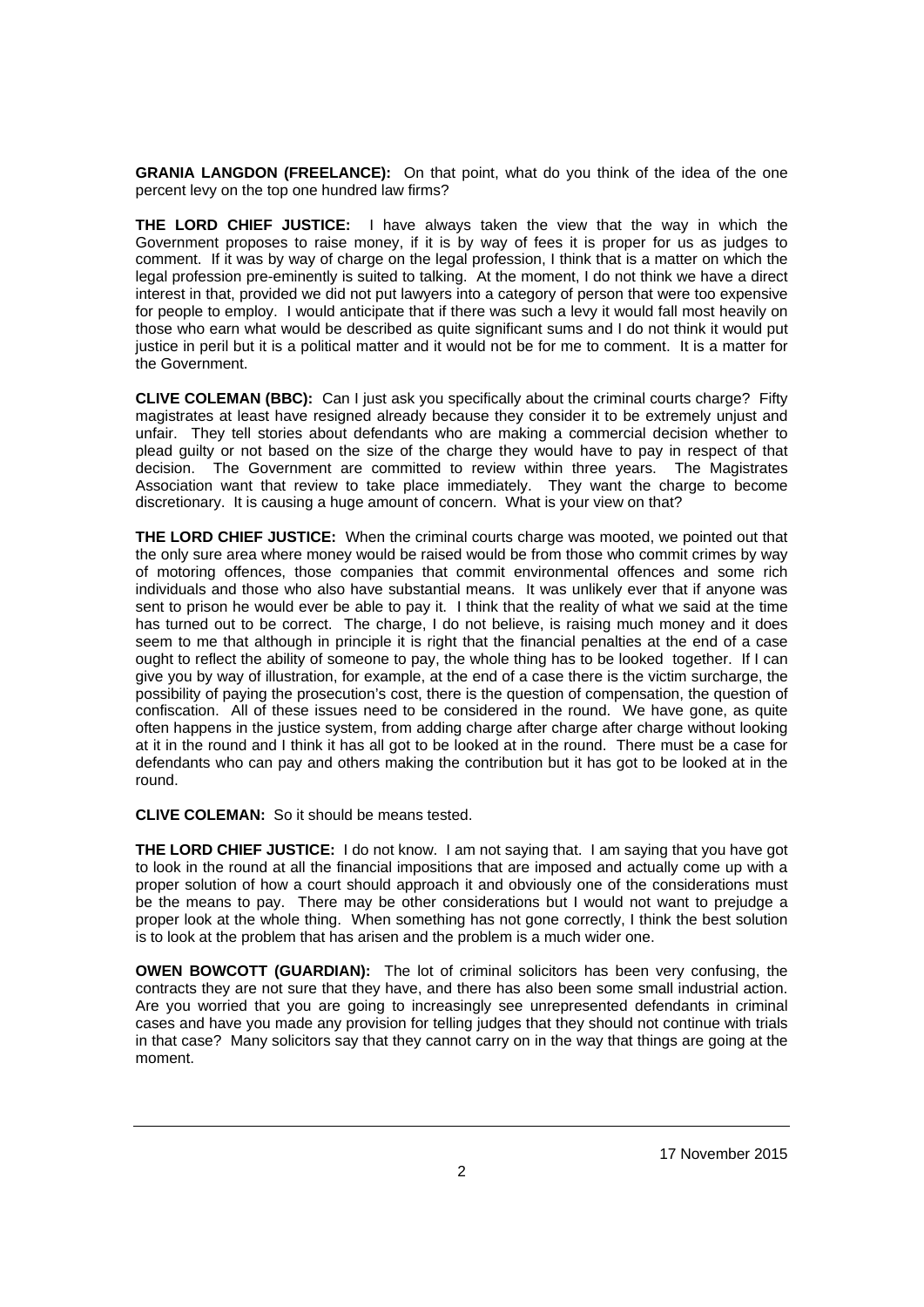**GRANIA LANGDON (FREELANCE):** On that point, what do you think of the idea of the one percent levy on the top one hundred law firms?

**THE LORD CHIEF JUSTICE:** I have always taken the view that the way in which the Government proposes to raise money, if it is by way of fees it is proper for us as judges to comment. If it was by way of charge on the legal profession, I think that is a matter on which the legal profession pre-eminently is suited to talking. At the moment, I do not think we have a direct interest in that, provided we did not put lawyers into a category of person that were too expensive for people to employ. I would anticipate that if there was such a levy it would fall most heavily on those who earn what would be described as quite significant sums and I do not think it would put justice in peril but it is a political matter and it would not be for me to comment. It is a matter for the Government.

**CLIVE COLEMAN (BBC):** Can I just ask you specifically about the criminal courts charge? Fifty magistrates at least have resigned already because they consider it to be extremely unjust and unfair. They tell stories about defendants who are making a commercial decision whether to plead guilty or not based on the size of the charge they would have to pay in respect of that decision. The Government are committed to review within three years. The Magistrates Association want that review to take place immediately. They want the charge to become discretionary. It is causing a huge amount of concern. What is your view on that?

**THE LORD CHIEF JUSTICE:** When the criminal courts charge was mooted, we pointed out that the only sure area where money would be raised would be from those who commit crimes by way of motoring offences, those companies that commit environmental offences and some rich individuals and those who also have substantial means. It was unlikely ever that if anyone was sent to prison he would ever be able to pay it. I think that the reality of what we said at the time has turned out to be correct. The charge, I do not believe, is raising much money and it does seem to me that although in principle it is right that the financial penalties at the end of a case ought to reflect the ability of someone to pay, the whole thing has to be looked together. If I can give you by way of illustration, for example, at the end of a case there is the victim surcharge, the possibility of paying the prosecution's cost, there is the question of compensation, the question of confiscation. All of these issues need to be considered in the round. We have gone, as quite often happens in the justice system, from adding charge after charge after charge without looking at it in the round and I think it has all got to be looked at in the round. There must be a case for defendants who can pay and others making the contribution but it has got to be looked at in the round.

**CLIVE COLEMAN:** So it should be means tested.

**THE LORD CHIEF JUSTICE:** I do not know. I am not saying that. I am saying that you have got to look in the round at all the financial impositions that are imposed and actually come up with a proper solution of how a court should approach it and obviously one of the considerations must be the means to pay. There may be other considerations but I would not want to prejudge a proper look at the whole thing. When something has not gone correctly, I think the best solution is to look at the problem that has arisen and the problem is a much wider one.

**OWEN BOWCOTT (GUARDIAN):** The lot of criminal solicitors has been very confusing, the contracts they are not sure that they have, and there has also been some small industrial action. Are you worried that you are going to increasingly see unrepresented defendants in criminal cases and have you made any provision for telling judges that they should not continue with trials in that case? Many solicitors say that they cannot carry on in the way that things are going at the moment.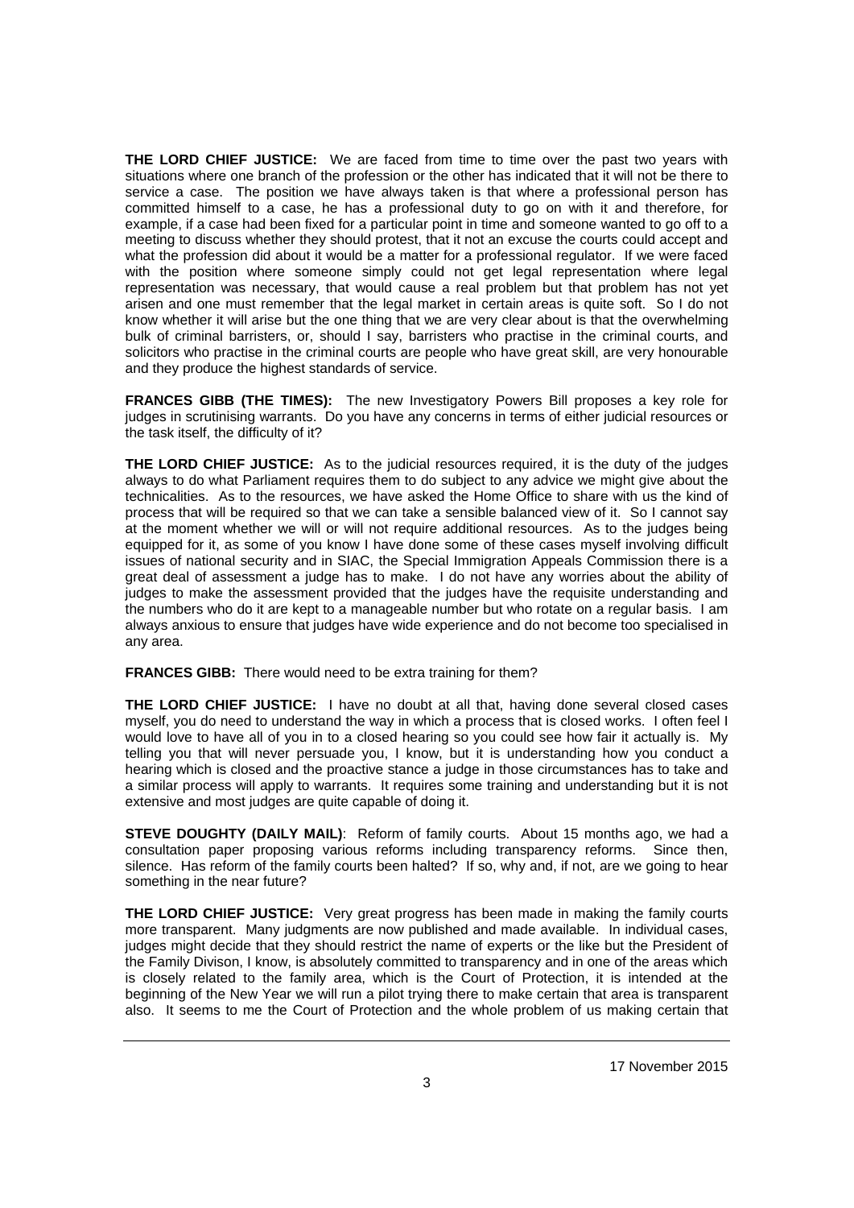**THE LORD CHIEF JUSTICE:** We are faced from time to time over the past two years with situations where one branch of the profession or the other has indicated that it will not be there to service a case. The position we have always taken is that where a professional person has committed himself to a case, he has a professional duty to go on with it and therefore, for example, if a case had been fixed for a particular point in time and someone wanted to go off to a meeting to discuss whether they should protest, that it not an excuse the courts could accept and what the profession did about it would be a matter for a professional regulator. If we were faced with the position where someone simply could not get legal representation where legal representation was necessary, that would cause a real problem but that problem has not yet arisen and one must remember that the legal market in certain areas is quite soft. So I do not know whether it will arise but the one thing that we are very clear about is that the overwhelming bulk of criminal barristers, or, should I say, barristers who practise in the criminal courts, and solicitors who practise in the criminal courts are people who have great skill, are very honourable and they produce the highest standards of service.

**FRANCES GIBB (THE TIMES):** The new Investigatory Powers Bill proposes a key role for judges in scrutinising warrants. Do you have any concerns in terms of either judicial resources or the task itself, the difficulty of it?

**THE LORD CHIEF JUSTICE:** As to the judicial resources required, it is the duty of the judges always to do what Parliament requires them to do subject to any advice we might give about the technicalities. As to the resources, we have asked the Home Office to share with us the kind of process that will be required so that we can take a sensible balanced view of it. So I cannot say at the moment whether we will or will not require additional resources. As to the judges being equipped for it, as some of you know I have done some of these cases myself involving difficult issues of national security and in SIAC, the Special Immigration Appeals Commission there is a great deal of assessment a judge has to make. I do not have any worries about the ability of judges to make the assessment provided that the judges have the requisite understanding and the numbers who do it are kept to a manageable number but who rotate on a regular basis. I am always anxious to ensure that judges have wide experience and do not become too specialised in any area.

**FRANCES GIBB:** There would need to be extra training for them?

**THE LORD CHIEF JUSTICE:** I have no doubt at all that, having done several closed cases myself, you do need to understand the way in which a process that is closed works. I often feel I would love to have all of you in to a closed hearing so you could see how fair it actually is. My telling you that will never persuade you, I know, but it is understanding how you conduct a hearing which is closed and the proactive stance a judge in those circumstances has to take and a similar process will apply to warrants. It requires some training and understanding but it is not extensive and most judges are quite capable of doing it.

**STEVE DOUGHTY (DAILY MAIL)**: Reform of family courts. About 15 months ago, we had a consultation paper proposing various reforms including transparency reforms. Since then, silence. Has reform of the family courts been halted? If so, why and, if not, are we going to hear something in the near future?

**THE LORD CHIEF JUSTICE:** Very great progress has been made in making the family courts more transparent. Many judgments are now published and made available. In individual cases, judges might decide that they should restrict the name of experts or the like but the President of the Family Divison, I know, is absolutely committed to transparency and in one of the areas which is closely related to the family area, which is the Court of Protection, it is intended at the beginning of the New Year we will run a pilot trying there to make certain that area is transparent also. It seems to me the Court of Protection and the whole problem of us making certain that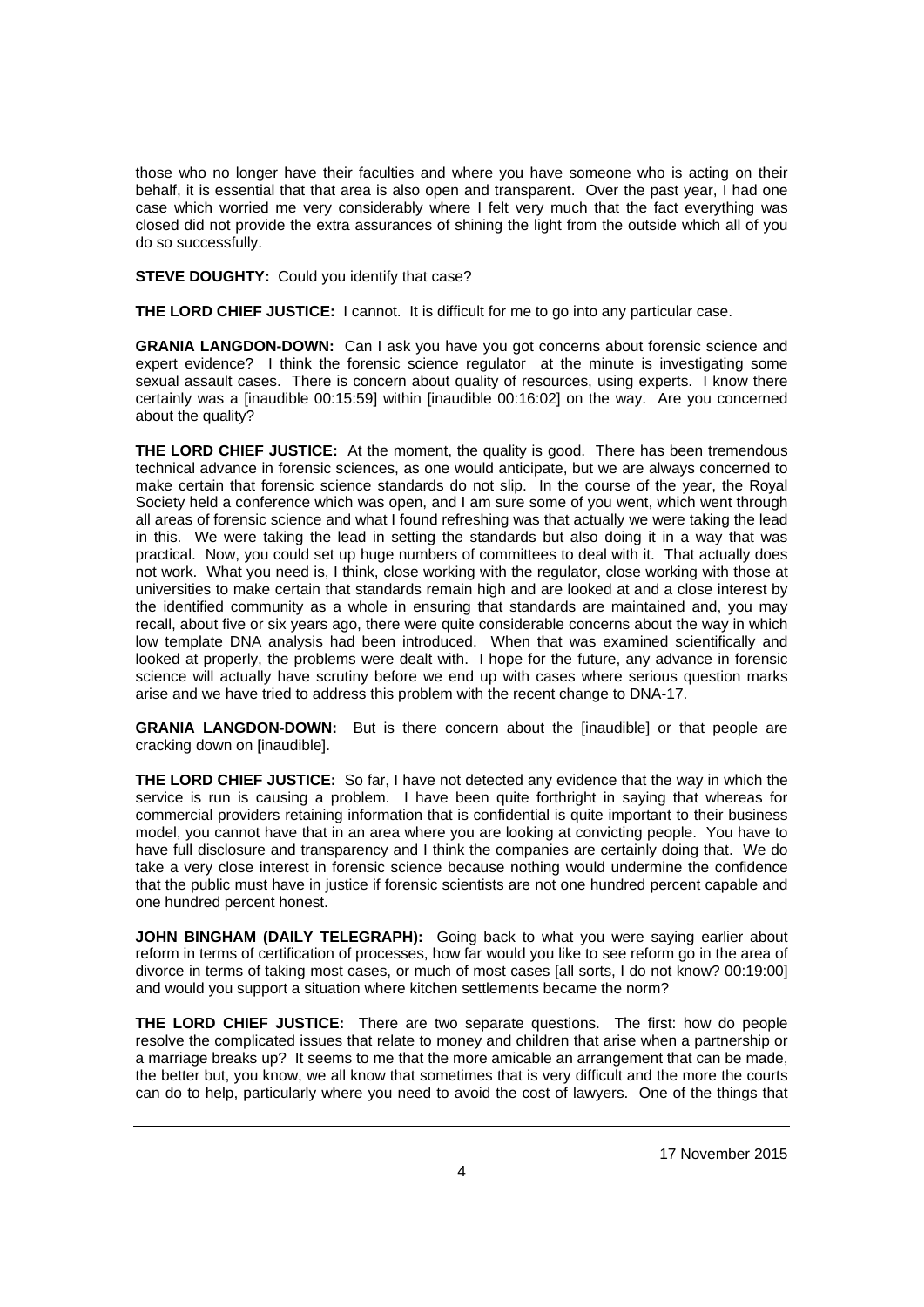those who no longer have their faculties and where you have someone who is acting on their behalf, it is essential that that area is also open and transparent. Over the past year, I had one case which worried me very considerably where I felt very much that the fact everything was closed did not provide the extra assurances of shining the light from the outside which all of you do so successfully.

**STEVE DOUGHTY:** Could you identify that case?

**THE LORD CHIEF JUSTICE:** I cannot. It is difficult for me to go into any particular case.

**GRANIA LANGDON-DOWN:** Can I ask you have you got concerns about forensic science and expert evidence? I think the forensic science regulator at the minute is investigating some sexual assault cases. There is concern about quality of resources, using experts. I know there certainly was a [inaudible 00:15:59] within [inaudible 00:16:02] on the way. Are you concerned about the quality?

**THE LORD CHIEF JUSTICE:** At the moment, the quality is good. There has been tremendous technical advance in forensic sciences, as one would anticipate, but we are always concerned to make certain that forensic science standards do not slip. In the course of the year, the Royal Society held a conference which was open, and I am sure some of you went, which went through all areas of forensic science and what I found refreshing was that actually we were taking the lead in this. We were taking the lead in setting the standards but also doing it in a way that was practical. Now, you could set up huge numbers of committees to deal with it. That actually does not work. What you need is, I think, close working with the regulator, close working with those at universities to make certain that standards remain high and are looked at and a close interest by the identified community as a whole in ensuring that standards are maintained and, you may recall, about five or six years ago, there were quite considerable concerns about the way in which low template DNA analysis had been introduced. When that was examined scientifically and looked at properly, the problems were dealt with. I hope for the future, any advance in forensic science will actually have scrutiny before we end up with cases where serious question marks arise and we have tried to address this problem with the recent change to DNA-17.

**GRANIA LANGDON-DOWN:** But is there concern about the [inaudible] or that people are cracking down on [inaudible].

**THE LORD CHIEF JUSTICE:** So far, I have not detected any evidence that the way in which the service is run is causing a problem. I have been quite forthright in saying that whereas for commercial providers retaining information that is confidential is quite important to their business model, you cannot have that in an area where you are looking at convicting people. You have to have full disclosure and transparency and I think the companies are certainly doing that. We do take a very close interest in forensic science because nothing would undermine the confidence that the public must have in justice if forensic scientists are not one hundred percent capable and one hundred percent honest.

**JOHN BINGHAM (DAILY TELEGRAPH):** Going back to what you were saying earlier about reform in terms of certification of processes, how far would you like to see reform go in the area of divorce in terms of taking most cases, or much of most cases [all sorts, I do not know? 00:19:00] and would you support a situation where kitchen settlements became the norm?

**THE LORD CHIEF JUSTICE:** There are two separate questions. The first: how do people resolve the complicated issues that relate to money and children that arise when a partnership or a marriage breaks up? It seems to me that the more amicable an arrangement that can be made, the better but, you know, we all know that sometimes that is very difficult and the more the courts can do to help, particularly where you need to avoid the cost of lawyers. One of the things that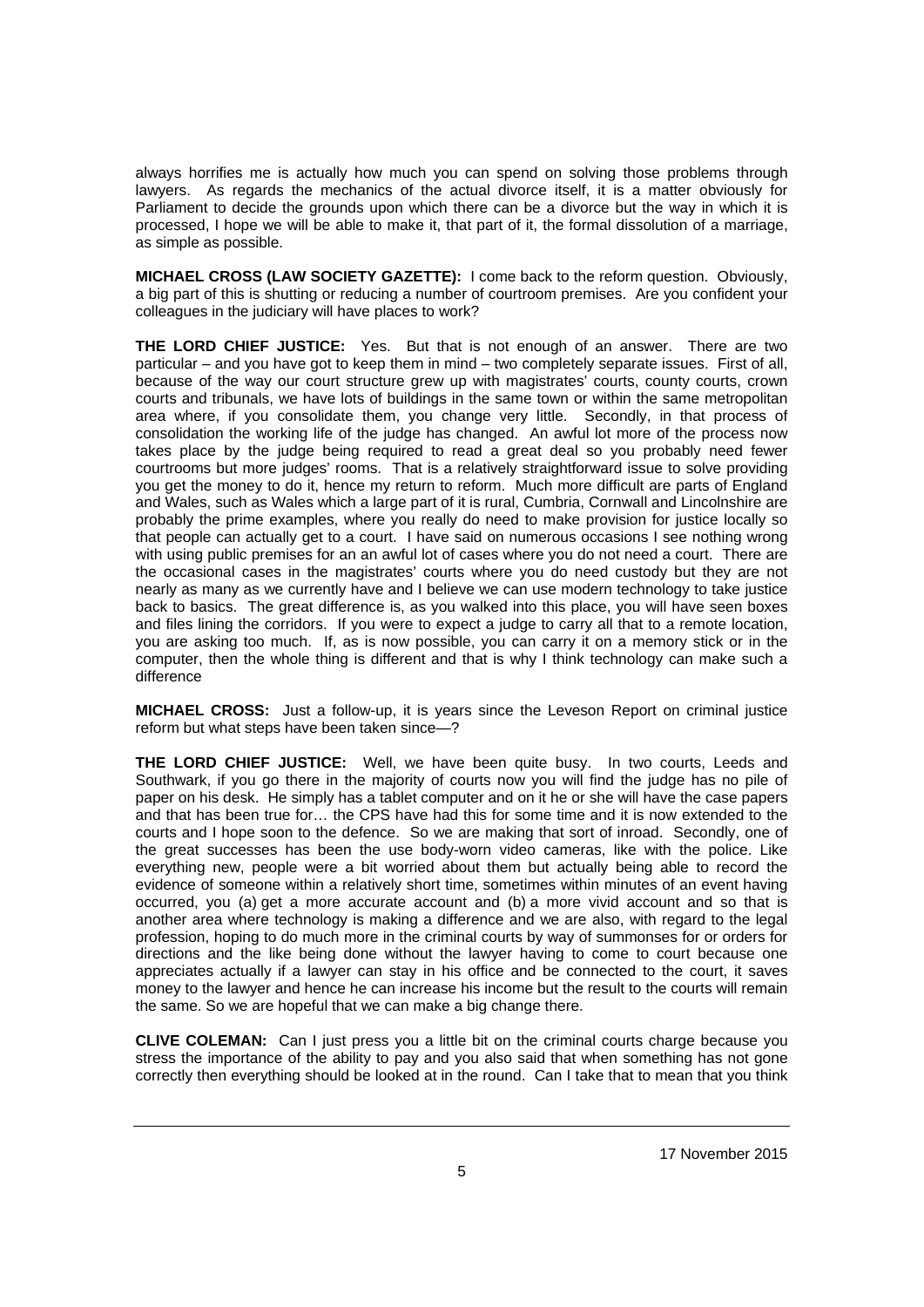always horrifies me is actually how much you can spend on solving those problems through lawyers. As regards the mechanics of the actual divorce itself, it is a matter obviously for Parliament to decide the grounds upon which there can be a divorce but the way in which it is processed, I hope we will be able to make it, that part of it, the formal dissolution of a marriage, as simple as possible.

**MICHAEL CROSS (LAW SOCIETY GAZETTE):** I come back to the reform question. Obviously, a big part of this is shutting or reducing a number of courtroom premises. Are you confident your colleagues in the judiciary will have places to work?

**THE LORD CHIEF JUSTICE:** Yes. But that is not enough of an answer. There are two particular – and you have got to keep them in mind – two completely separate issues. First of all, because of the way our court structure grew up with magistrates' courts, county courts, crown courts and tribunals, we have lots of buildings in the same town or within the same metropolitan area where, if you consolidate them, you change very little. Secondly, in that process of consolidation the working life of the judge has changed. An awful lot more of the process now takes place by the judge being required to read a great deal so you probably need fewer courtrooms but more judges' rooms. That is a relatively straightforward issue to solve providing you get the money to do it, hence my return to reform. Much more difficult are parts of England and Wales, such as Wales which a large part of it is rural, Cumbria, Cornwall and Lincolnshire are probably the prime examples, where you really do need to make provision for justice locally so that people can actually get to a court. I have said on numerous occasions I see nothing wrong with using public premises for an an awful lot of cases where you do not need a court. There are the occasional cases in the magistrates' courts where you do need custody but they are not nearly as many as we currently have and I believe we can use modern technology to take justice back to basics. The great difference is, as you walked into this place, you will have seen boxes and files lining the corridors. If you were to expect a judge to carry all that to a remote location, you are asking too much. If, as is now possible, you can carry it on a memory stick or in the computer, then the whole thing is different and that is why I think technology can make such a difference

**MICHAEL CROSS:** Just a follow-up, it is years since the Leveson Report on criminal justice reform but what steps have been taken since—?

**THE LORD CHIEF JUSTICE:** Well, we have been quite busy. In two courts, Leeds and Southwark, if you go there in the majority of courts now you will find the judge has no pile of paper on his desk. He simply has a tablet computer and on it he or she will have the case papers and that has been true for… the CPS have had this for some time and it is now extended to the courts and I hope soon to the defence. So we are making that sort of inroad. Secondly, one of the great successes has been the use body-worn video cameras, like with the police. Like everything new, people were a bit worried about them but actually being able to record the evidence of someone within a relatively short time, sometimes within minutes of an event having occurred, you (a) get a more accurate account and (b) a more vivid account and so that is another area where technology is making a difference and we are also, with regard to the legal profession, hoping to do much more in the criminal courts by way of summonses for or orders for directions and the like being done without the lawyer having to come to court because one appreciates actually if a lawyer can stay in his office and be connected to the court, it saves money to the lawyer and hence he can increase his income but the result to the courts will remain the same. So we are hopeful that we can make a big change there.

**CLIVE COLEMAN:** Can I just press you a little bit on the criminal courts charge because you stress the importance of the ability to pay and you also said that when something has not gone correctly then everything should be looked at in the round. Can I take that to mean that you think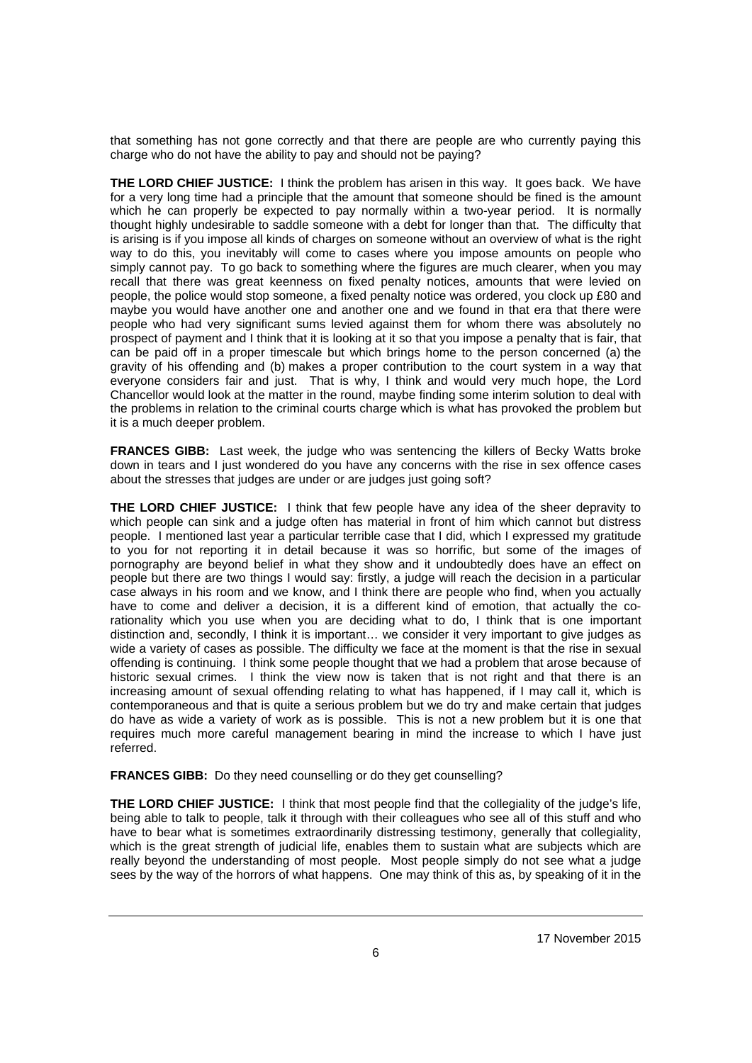that something has not gone correctly and that there are people are who currently paying this charge who do not have the ability to pay and should not be paying?

**THE LORD CHIEF JUSTICE:** I think the problem has arisen in this way. It goes back. We have for a very long time had a principle that the amount that someone should be fined is the amount which he can properly be expected to pay normally within a two-year period. It is normally thought highly undesirable to saddle someone with a debt for longer than that. The difficulty that is arising is if you impose all kinds of charges on someone without an overview of what is the right way to do this, you inevitably will come to cases where you impose amounts on people who simply cannot pay. To go back to something where the figures are much clearer, when you may recall that there was great keenness on fixed penalty notices, amounts that were levied on people, the police would stop someone, a fixed penalty notice was ordered, you clock up £80 and maybe you would have another one and another one and we found in that era that there were people who had very significant sums levied against them for whom there was absolutely no prospect of payment and I think that it is looking at it so that you impose a penalty that is fair, that can be paid off in a proper timescale but which brings home to the person concerned (a) the gravity of his offending and (b) makes a proper contribution to the court system in a way that everyone considers fair and just. That is why, I think and would very much hope, the Lord Chancellor would look at the matter in the round, maybe finding some interim solution to deal with the problems in relation to the criminal courts charge which is what has provoked the problem but it is a much deeper problem.

**FRANCES GIBB:** Last week, the judge who was sentencing the killers of Becky Watts broke down in tears and I just wondered do you have any concerns with the rise in sex offence cases about the stresses that judges are under or are judges just going soft?

**THE LORD CHIEF JUSTICE:** I think that few people have any idea of the sheer depravity to which people can sink and a judge often has material in front of him which cannot but distress people. I mentioned last year a particular terrible case that I did, which I expressed my gratitude to you for not reporting it in detail because it was so horrific, but some of the images of pornography are beyond belief in what they show and it undoubtedly does have an effect on people but there are two things I would say: firstly, a judge will reach the decision in a particular case always in his room and we know, and I think there are people who find, when you actually have to come and deliver a decision, it is a different kind of emotion, that actually the co-rationality which you use when you are deciding what to do, I think that is one important distinction and, secondly, I think it is important… we consider it very important to give judges as wide a variety of cases as possible. The difficulty we face at the moment is that the rise in sexual offending is continuing. I think some people thought that we had a problem that arose because of historic sexual crimes. I think the view now is taken that is not right and that there is an increasing amount of sexual offending relating to what has happened, if I may call it, which is contemporaneous and that is quite a serious problem but we do try and make certain that judges do have as wide a variety of work as is possible. This is not a new problem but it is one that requires much more careful management bearing in mind the increase to which I have just referred.

**FRANCES GIBB:** Do they need counselling or do they get counselling?

**THE LORD CHIEF JUSTICE:** I think that most people find that the collegiality of the judge's life, being able to talk to people, talk it through with their colleagues who see all of this stuff and who have to bear what is sometimes extraordinarily distressing testimony, generally that collegiality, which is the great strength of judicial life, enables them to sustain what are subjects which are really beyond the understanding of most people. Most people simply do not see what a judge sees by the way of the horrors of what happens. One may think of this as, by speaking of it in the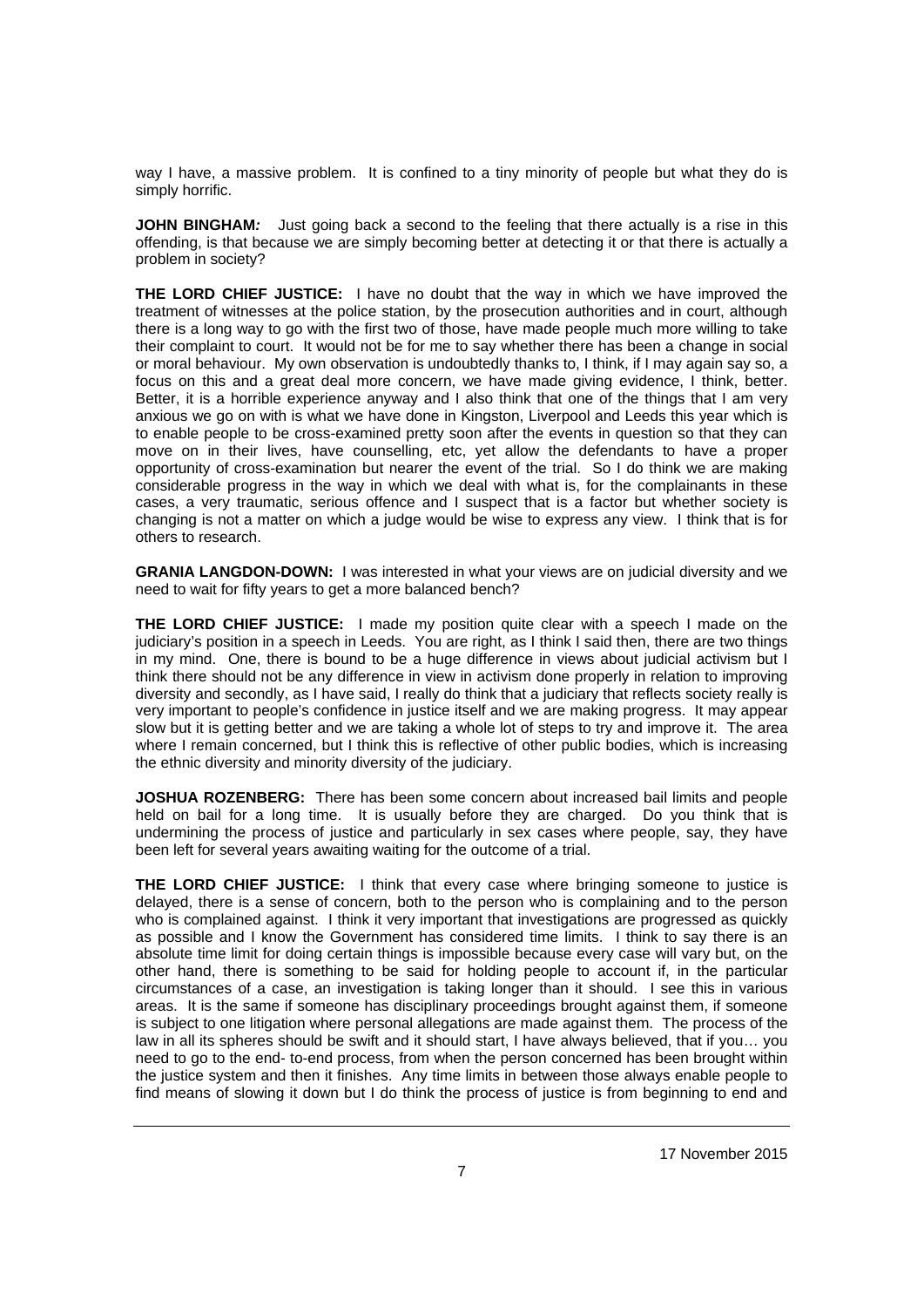way I have, a massive problem. It is confined to a tiny minority of people but what they do is simply horrific.

**JOHN BINGHAM:** Just going back a second to the feeling that there actually is a rise in this offending, is that because we are simply becoming better at detecting it or that there is actually a problem in society?

**THE LORD CHIEF JUSTICE:** I have no doubt that the way in which we have improved the treatment of witnesses at the police station, by the prosecution authorities and in court, although there is a long way to go with the first two of those, have made people much more willing to take their complaint to court. It would not be for me to say whether there has been a change in social or moral behaviour. My own observation is undoubtedly thanks to, I think, if I may again say so, a focus on this and a great deal more concern, we have made giving evidence, I think, better. Better, it is a horrible experience anyway and I also think that one of the things that I am very anxious we go on with is what we have done in Kingston, Liverpool and Leeds this year which is to enable people to be cross-examined pretty soon after the events in question so that they can move on in their lives, have counselling, etc, yet allow the defendants to have a proper opportunity of cross-examination but nearer the event of the trial. So I do think we are making considerable progress in the way in which we deal with what is, for the complainants in these cases, a very traumatic, serious offence and I suspect that is a factor but whether society is changing is not a matter on which a judge would be wise to express any view. I think that is for others to research.

**GRANIA LANGDON-DOWN:** I was interested in what your views are on judicial diversity and we need to wait for fifty years to get a more balanced bench?

**THE LORD CHIEF JUSTICE:** I made my position quite clear with a speech I made on the judiciary's position in a speech in Leeds. You are right, as I think I said then, there are two things in my mind. One, there is bound to be a huge difference in views about judicial activism but I think there should not be any difference in view in activism done properly in relation to improving diversity and secondly, as I have said, I really do think that a judiciary that reflects society really is very important to people's confidence in justice itself and we are making progress. It may appear slow but it is getting better and we are taking a whole lot of steps to try and improve it. The area where I remain concerned, but I think this is reflective of other public bodies, which is increasing the ethnic diversity and minority diversity of the judiciary.

**JOSHUA ROZENBERG:** There has been some concern about increased bail limits and people held on bail for a long time. It is usually before they are charged. Do you think that is undermining the process of justice and particularly in sex cases where people, say, they have been left for several years awaiting waiting for the outcome of a trial.

**THE LORD CHIEF JUSTICE:** I think that every case where bringing someone to justice is delayed, there is a sense of concern, both to the person who is complaining and to the person who is complained against. I think it very important that investigations are progressed as quickly as possible and I know the Government has considered time limits. I think to say there is an absolute time limit for doing certain things is impossible because every case will vary but, on the other hand, there is something to be said for holding people to account if, in the particular circumstances of a case, an investigation is taking longer than it should. I see this in various areas. It is the same if someone has disciplinary proceedings brought against them, if someone is subject to one litigation where personal allegations are made against them. The process of the law in all its spheres should be swift and it should start, I have always believed, that if you… you need to go to the end- to-end process, from when the person concerned has been brought within the justice system and then it finishes. Any time limits in between those always enable people to find means of slowing it down but I do think the process of justice is from beginning to end and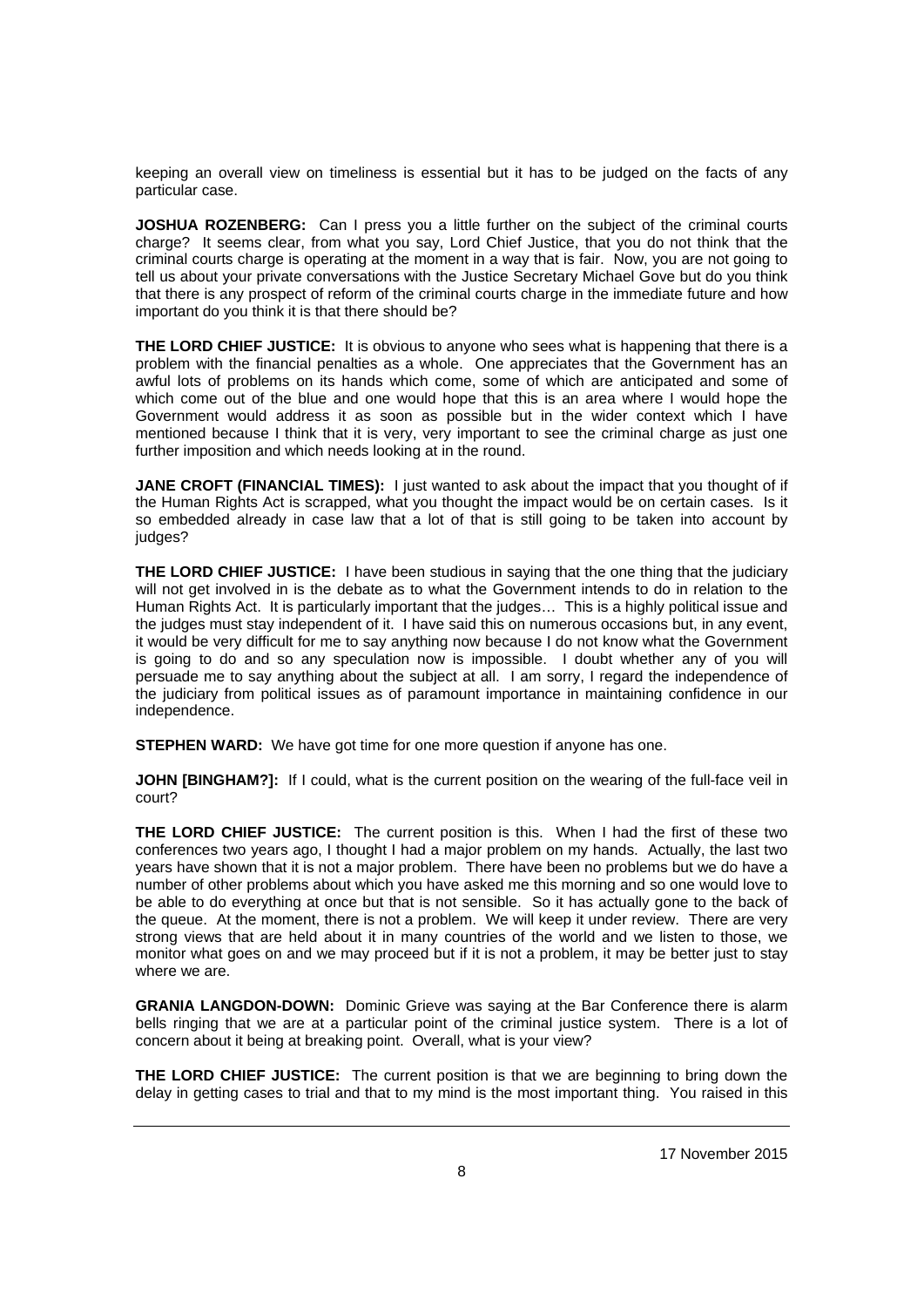keeping an overall view on timeliness is essential but it has to be judged on the facts of any particular case.

**JOSHUA ROZENBERG:** Can I press you a little further on the subject of the criminal courts charge? It seems clear, from what you say, Lord Chief Justice, that you do not think that the criminal courts charge is operating at the moment in a way that is fair. Now, you are not going to tell us about your private conversations with the Justice Secretary Michael Gove but do you think that there is any prospect of reform of the criminal courts charge in the immediate future and how important do you think it is that there should be?

**THE LORD CHIEF JUSTICE:** It is obvious to anyone who sees what is happening that there is a problem with the financial penalties as a whole. One appreciates that the Government has an awful lots of problems on its hands which come, some of which are anticipated and some of which come out of the blue and one would hope that this is an area where I would hope the Government would address it as soon as possible but in the wider context which I have mentioned because I think that it is very, very important to see the criminal charge as just one further imposition and which needs looking at in the round.

**JANE CROFT (FINANCIAL TIMES):** I just wanted to ask about the impact that you thought of if the Human Rights Act is scrapped, what you thought the impact would be on certain cases. Is it so embedded already in case law that a lot of that is still going to be taken into account by judges?

**THE LORD CHIEF JUSTICE:** I have been studious in saying that the one thing that the judiciary will not get involved in is the debate as to what the Government intends to do in relation to the Human Rights Act. It is particularly important that the judges… This is a highly political issue and the judges must stay independent of it. I have said this on numerous occasions but, in any event, it would be very difficult for me to say anything now because I do not know what the Government is going to do and so any speculation now is impossible. I doubt whether any of you will persuade me to say anything about the subject at all. I am sorry, I regard the independence of the judiciary from political issues as of paramount importance in maintaining confidence in our independence.

**STEPHEN WARD:** We have got time for one more question if anyone has one.

**JOHN [BINGHAM?]:** If I could, what is the current position on the wearing of the full-face veil in court?

**THE LORD CHIEF JUSTICE:** The current position is this. When I had the first of these two conferences two years ago, I thought I had a major problem on my hands. Actually, the last two years have shown that it is not a major problem. There have been no problems but we do have a number of other problems about which you have asked me this morning and so one would love to be able to do everything at once but that is not sensible. So it has actually gone to the back of the queue. At the moment, there is not a problem. We will keep it under review. There are very strong views that are held about it in many countries of the world and we listen to those, we monitor what goes on and we may proceed but if it is not a problem, it may be better just to stay where we are.

**GRANIA LANGDON-DOWN:** Dominic Grieve was saying at the Bar Conference there is alarm bells ringing that we are at a particular point of the criminal justice system. There is a lot of concern about it being at breaking point. Overall, what is your view?

**THE LORD CHIEF JUSTICE:** The current position is that we are beginning to bring down the delay in getting cases to trial and that to my mind is the most important thing. You raised in this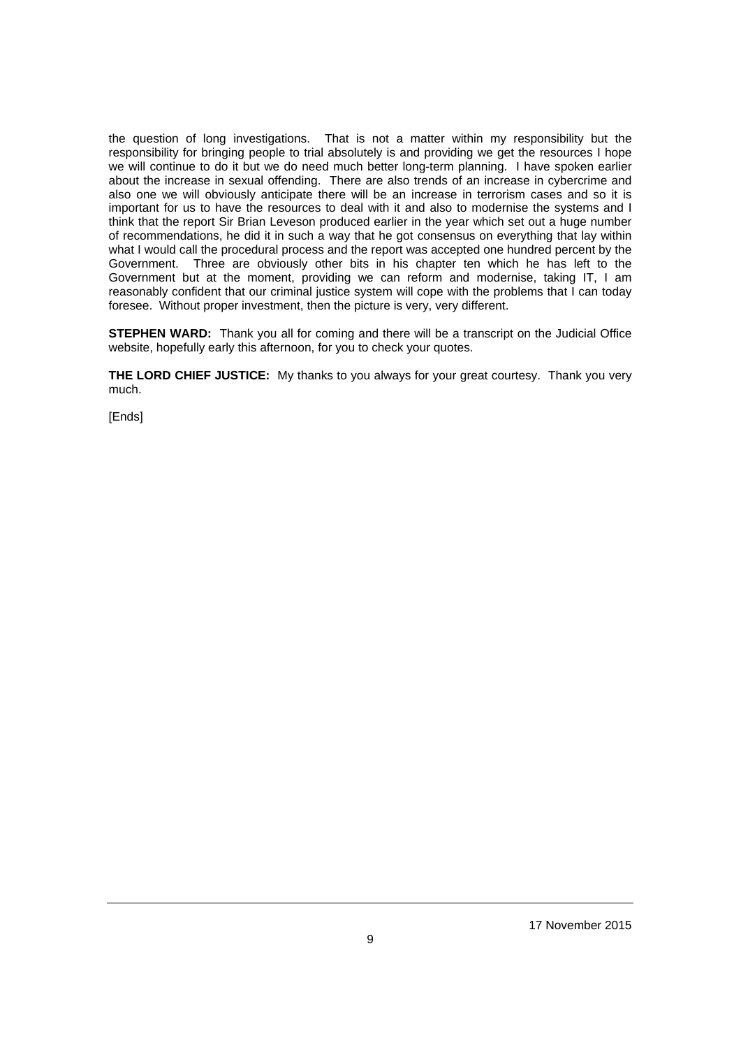the question of long investigations. That is not a matter within my responsibility but the responsibility for bringing people to trial absolutely is and providing we get the resources I hope we will continue to do it but we do need much better long-term planning. I have spoken earlier about the increase in sexual offending. There are also trends of an increase in cybercrime and also one we will obviously anticipate there will be an increase in terrorism cases and so it is important for us to have the resources to deal with it and also to modernise the systems and I think that the report Sir Brian Leveson produced earlier in the year which set out a huge number of recommendations, he did it in such a way that he got consensus on everything that lay within what I would call the procedural process and the report was accepted one hundred percent by the Government. Three are obviously other bits in his chapter ten which he has left to the Government but at the moment, providing we can reform and modernise, taking IT, I am reasonably confident that our criminal justice system will cope with the problems that I can today foresee. Without proper investment, then the picture is very, very different.

**STEPHEN WARD:** Thank you all for coming and there will be a transcript on the Judicial Office website, hopefully early this afternoon, for you to check your quotes.

**THE LORD CHIEF JUSTICE:** My thanks to you always for your great courtesy. Thank you very much.

[Ends]